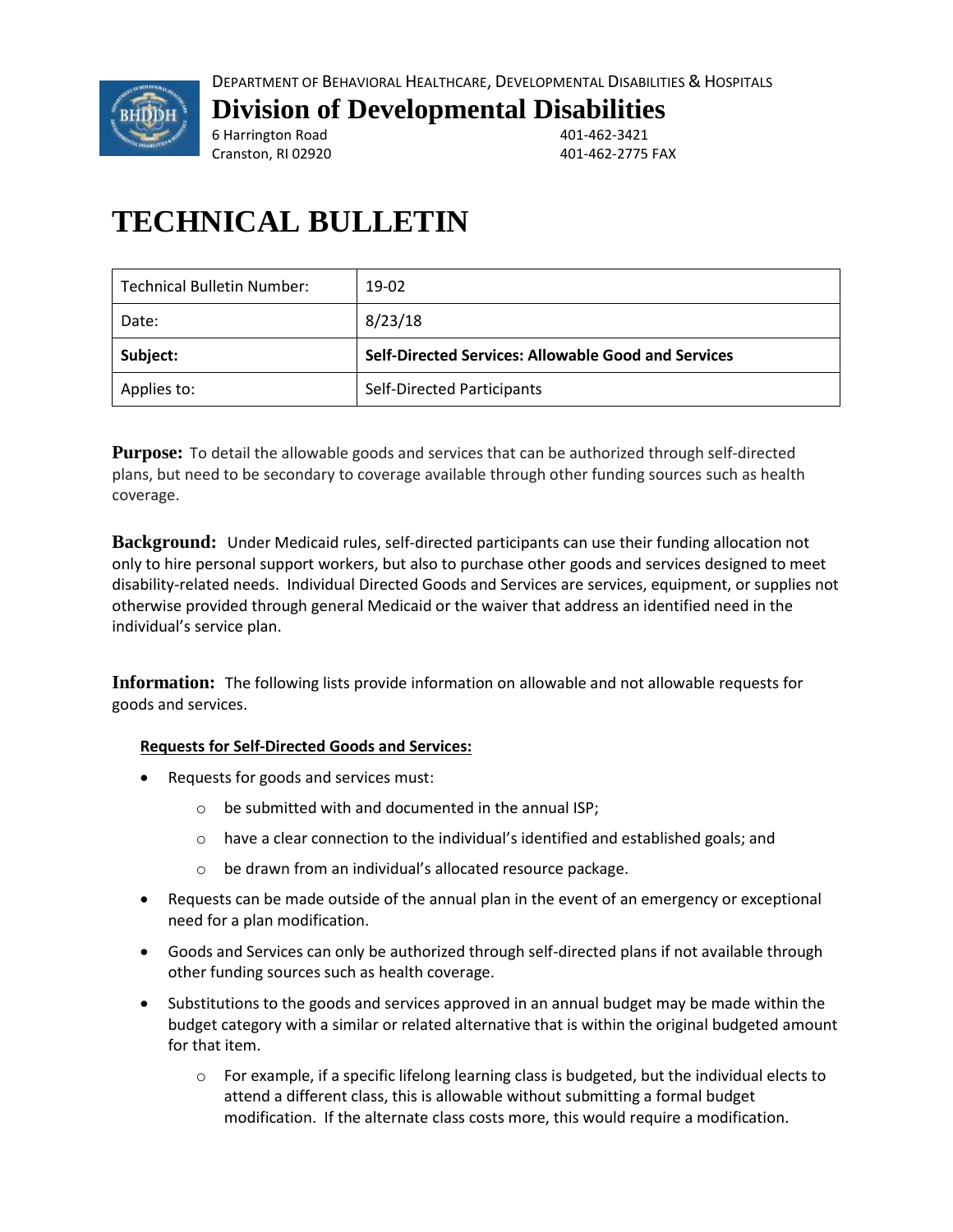DEPARTMENT OF BEHAVIORAL HEALTHCARE, DEVELOPMENTAL DISABILITIES & HOSPITALS

## Division of Developmental Disabilities

6 Harrington Road
Cranston, RI 02920

401-462-3421
401-462-2775 FAX

# TECHNICAL BULLETIN

| Technical Bulletin Number: | 19-02 |
|---|---|
| Date: | 8/23/18 |
| **Subject:** | **Self-Directed Services: Allowable Good and Services** |
| Applies to: | Self-Directed Participants |

**Purpose:** To detail the allowable goods and services that can be authorized through self-directed plans, but need to be secondary to coverage available through other funding sources such as health coverage.

**Background:** Under Medicaid rules, self-directed participants can use their funding allocation not only to hire personal support workers, but also to purchase other goods and services designed to meet disability-related needs. Individual Directed Goods and Services are services, equipment, or supplies not otherwise provided through general Medicaid or the waiver that address an identified need in the individual's service plan.

**Information:** The following lists provide information on allowable and not allowable requests for goods and services.

**Requests for Self-Directed Goods and Services:**

- Requests for goods and services must:
    - be submitted with and documented in the annual ISP;
    - have a clear connection to the individual's identified and established goals; and
    - be drawn from an individual's allocated resource package.
- Requests can be made outside of the annual plan in the event of an emergency or exceptional need for a plan modification.
- Goods and Services can only be authorized through self-directed plans if not available through other funding sources such as health coverage.
- Substitutions to the goods and services approved in an annual budget may be made within the budget category with a similar or related alternative that is within the original budgeted amount for that item.
    - For example, if a specific lifelong learning class is budgeted, but the individual elects to attend a different class, this is allowable without submitting a formal budget modification. If the alternate class costs more, this would require a modification.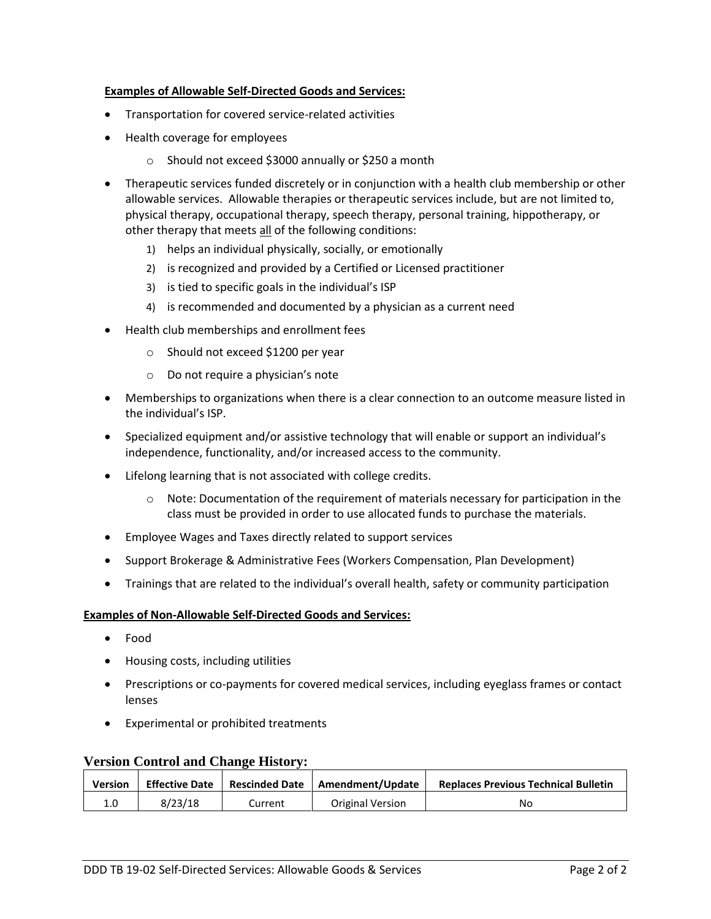**Examples of Allowable Self-Directed Goods and Services:**

- Transportation for covered service-related activities
- Health coverage for employees
  - Should not exceed $3000 annually or $250 a month
- Therapeutic services funded discretely or in conjunction with a health club membership or other allowable services. Allowable therapies or therapeutic services include, but are not limited to, physical therapy, occupational therapy, speech therapy, personal training, hippotherapy, or other therapy that meets all of the following conditions:
  1) helps an individual physically, socially, or emotionally
  2) is recognized and provided by a Certified or Licensed practitioner
  3) is tied to specific goals in the individual's ISP
  4) is recommended and documented by a physician as a current need
- Health club memberships and enrollment fees
  - Should not exceed $1200 per year
  - Do not require a physician's note
- Memberships to organizations when there is a clear connection to an outcome measure listed in the individual's ISP.
- Specialized equipment and/or assistive technology that will enable or support an individual's independence, functionality, and/or increased access to the community.
- Lifelong learning that is not associated with college credits.
  - Note: Documentation of the requirement of materials necessary for participation in the class must be provided in order to use allocated funds to purchase the materials.
- Employee Wages and Taxes directly related to support services
- Support Brokerage & Administrative Fees (Workers Compensation, Plan Development)
- Trainings that are related to the individual's overall health, safety or community participation

**Examples of Non-Allowable Self-Directed Goods and Services:**

- Food
- Housing costs, including utilities
- Prescriptions or co-payments for covered medical services, including eyeglass frames or contact lenses
- Experimental or prohibited treatments

## Version Control and Change History:

| Version | Effective Date | Rescinded Date | Amendment/Update | Replaces Previous Technical Bulletin |
|---|---|---|---|---|
| 1.0 | 8/23/18 | Current | Original Version | No |